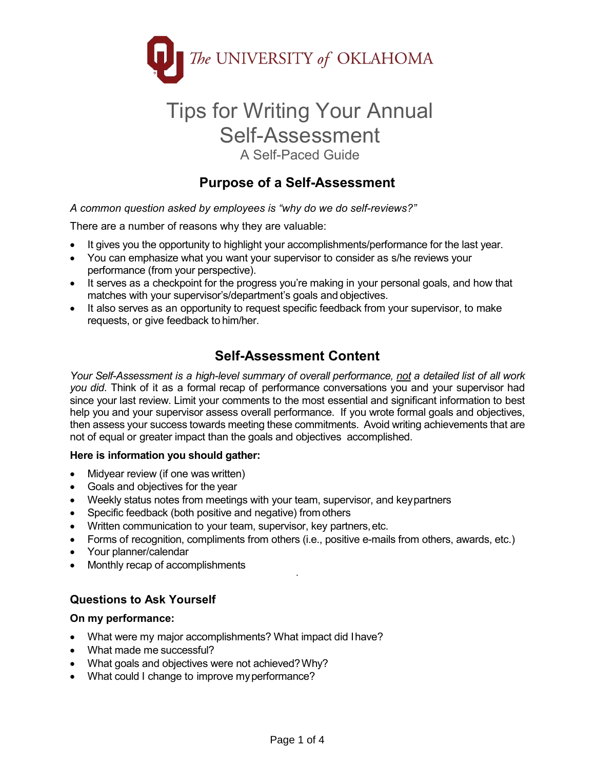The UNIVERSITY of OKLAHOMA

# Tips for Writing Your Annual Self-Assessment

A Self-Paced Guide

## Purpose of a Self-Assessment

*A common question asked by employees is "why do we do self-reviews?"*

There are a number of reasons why they are valuable:

- It gives you the opportunity to highlight your accomplishments/performance for the last year.
- You can emphasize what you want your supervisor to consider as s/he reviews your performance (from your perspective).
- It serves as a checkpoint for the progress you're making in your personal goals, and how that matches with your supervisor's/department's goals and objectives.
- It also serves as an opportunity to request specific feedback from your supervisor, to make requests, or give feedback to him/her.

## Self-Assessment Content

*Your Self-Assessment is a high-level summary of overall performance, not a detailed list of all work you did*. Think of it as a formal recap of performance conversations you and your supervisor had since your last review. Limit your comments to the most essential and significant information to best help you and your supervisor assess overall performance. If you wrote formal goals and objectives, then assess your success towards meeting these commitments. Avoid writing achievements that are not of equal or greater impact than the goals and objectives accomplished.

**Here is information you should gather:**

- Midyear review (if one was written)
- Goals and objectives for the year
- Weekly status notes from meetings with your team, supervisor, and key partners
- Specific feedback (both positive and negative) from others
- Written communication to your team, supervisor, key partners, etc.
- Forms of recognition, compliments from others (i.e., positive e-mails from others, awards, etc.)
- Your planner/calendar
- Monthly recap of accomplishments

### Questions to Ask Yourself

**On my performance:**

- What were my major accomplishments? What impact did I have?
- What made me successful?
- What goals and objectives were not achieved? Why?
- What could I change to improve my performance?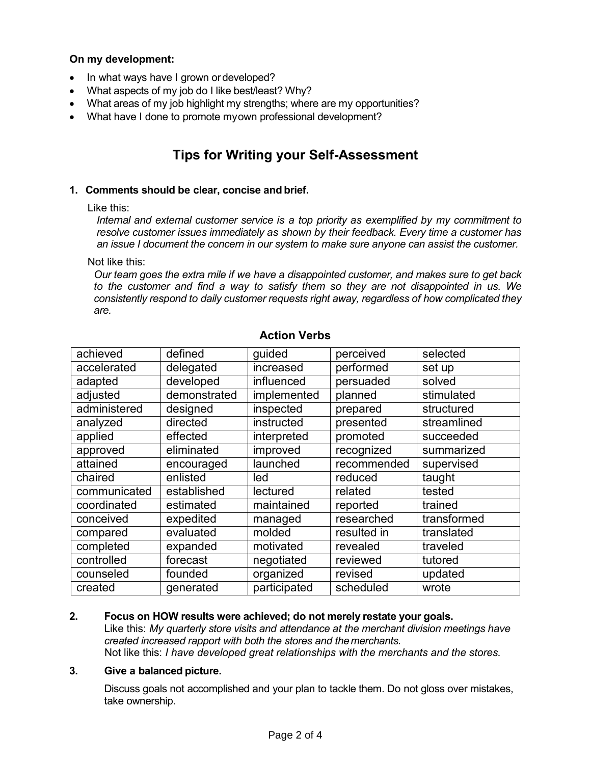**On my development:**

- In what ways have I grown or developed?
- What aspects of my job do I like best/least? Why?
- What areas of my job highlight my strengths; where are my opportunities?
- What have I done to promote my own professional development?

## Tips for Writing your Self-Assessment

**1. Comments should be clear, concise and brief.**

Like this:

*Internal and external customer service is a top priority as exemplified by my commitment to resolve customer issues immediately as shown by their feedback. Every time a customer has an issue I document the concern in our system to make sure anyone can assist the customer.*

Not like this:

*Our team goes the extra mile if we have a disappointed customer, and makes sure to get back to the customer and find a way to satisfy them so they are not disappointed in us. We consistently respond to daily customer requests right away, regardless of how complicated they are.*

**Action Verbs**

| | | | | |
|---|---|---|---|---|
| achieved | defined | guided | perceived | selected |
| accelerated | delegated | increased | performed | set up |
| adapted | developed | influenced | persuaded | solved |
| adjusted | demonstrated | implemented | planned | stimulated |
| administered | designed | inspected | prepared | structured |
| analyzed | directed | instructed | presented | streamlined |
| applied | effected | interpreted | promoted | succeeded |
| approved | eliminated | improved | recognized | summarized |
| attained | encouraged | launched | recommended | supervised |
| chaired | enlisted | led | reduced | taught |
| communicated | established | lectured | related | tested |
| coordinated | estimated | maintained | reported | trained |
| conceived | expedited | managed | researched | transformed |
| compared | evaluated | molded | resulted in | translated |
| completed | expanded | motivated | revealed | traveled |
| controlled | forecast | negotiated | reviewed | tutored |
| counseled | founded | organized | revised | updated |
| created | generated | participated | scheduled | wrote |

**2. Focus on HOW results were achieved; do not merely restate your goals.**

Like this: *My quarterly store visits and attendance at the merchant division meetings have created increased rapport with both the stores and the merchants.*

Not like this: *I have developed great relationships with the merchants and the stores.*

**3. Give a balanced picture.**

Discuss goals not accomplished and your plan to tackle them. Do not gloss over mistakes, take ownership.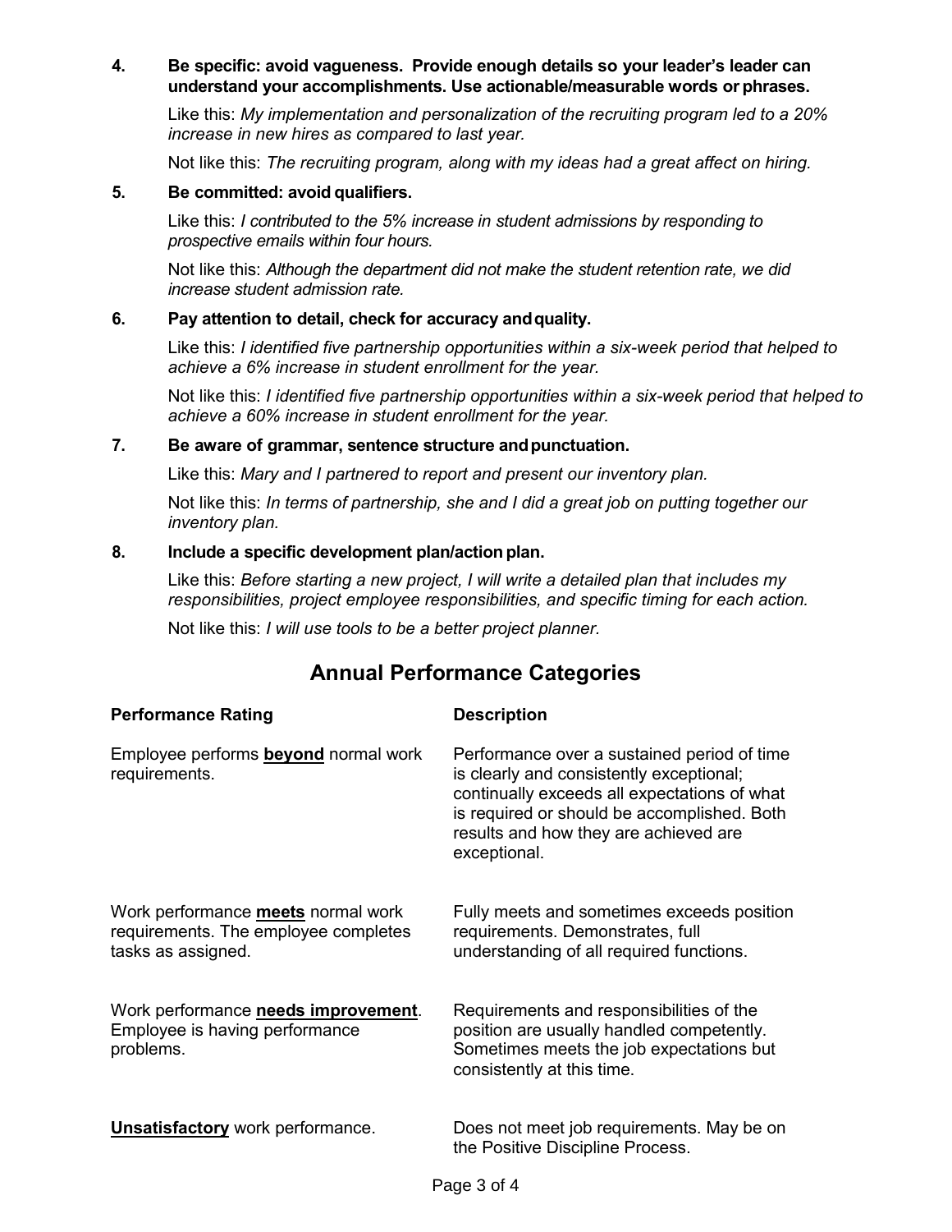4. **Be specific: avoid vagueness. Provide enough details so your leader's leader can understand your accomplishments. Use actionable/measurable words or phrases.**

   Like this: *My implementation and personalization of the recruiting program led to a 20% increase in new hires as compared to last year.*

   Not like this: *The recruiting program, along with my ideas had a great affect on hiring.*

5. **Be committed: avoid qualifiers.**

   Like this: *I contributed to the 5% increase in student admissions by responding to prospective emails within four hours.*

   Not like this: *Although the department did not make the student retention rate, we did increase student admission rate.*

6. **Pay attention to detail, check for accuracy and quality.**

   Like this: *I identified five partnership opportunities within a six-week period that helped to achieve a 6% increase in student enrollment for the year.*

   Not like this: *I identified five partnership opportunities within a six-week period that helped to achieve a 60% increase in student enrollment for the year.*

7. **Be aware of grammar, sentence structure and punctuation.**

   Like this: *Mary and I partnered to report and present our inventory plan.*

   Not like this: *In terms of partnership, she and I did a great job on putting together our inventory plan.*

8. **Include a specific development plan/action plan.**

   Like this: *Before starting a new project, I will write a detailed plan that includes my responsibilities, project employee responsibilities, and specific timing for each action.*

   Not like this: *I will use tools to be a better project planner.*

## Annual Performance Categories

| **Performance Rating** | **Description** |
|---|---|
| Employee performs **beyond** normal work requirements. | Performance over a sustained period of time is clearly and consistently exceptional; continually exceeds all expectations of what is required or should be accomplished. Both results and how they are achieved are exceptional. |
| Work performance **meets** normal work requirements. The employee completes tasks as assigned. | Fully meets and sometimes exceeds position requirements. Demonstrates, full understanding of all required functions. |
| Work performance **needs improvement**. Employee is having performance problems. | Requirements and responsibilities of the position are usually handled competently. Sometimes meets the job expectations but consistently at this time. |
| **Unsatisfactory** work performance. | Does not meet job requirements. May be on the Positive Discipline Process. |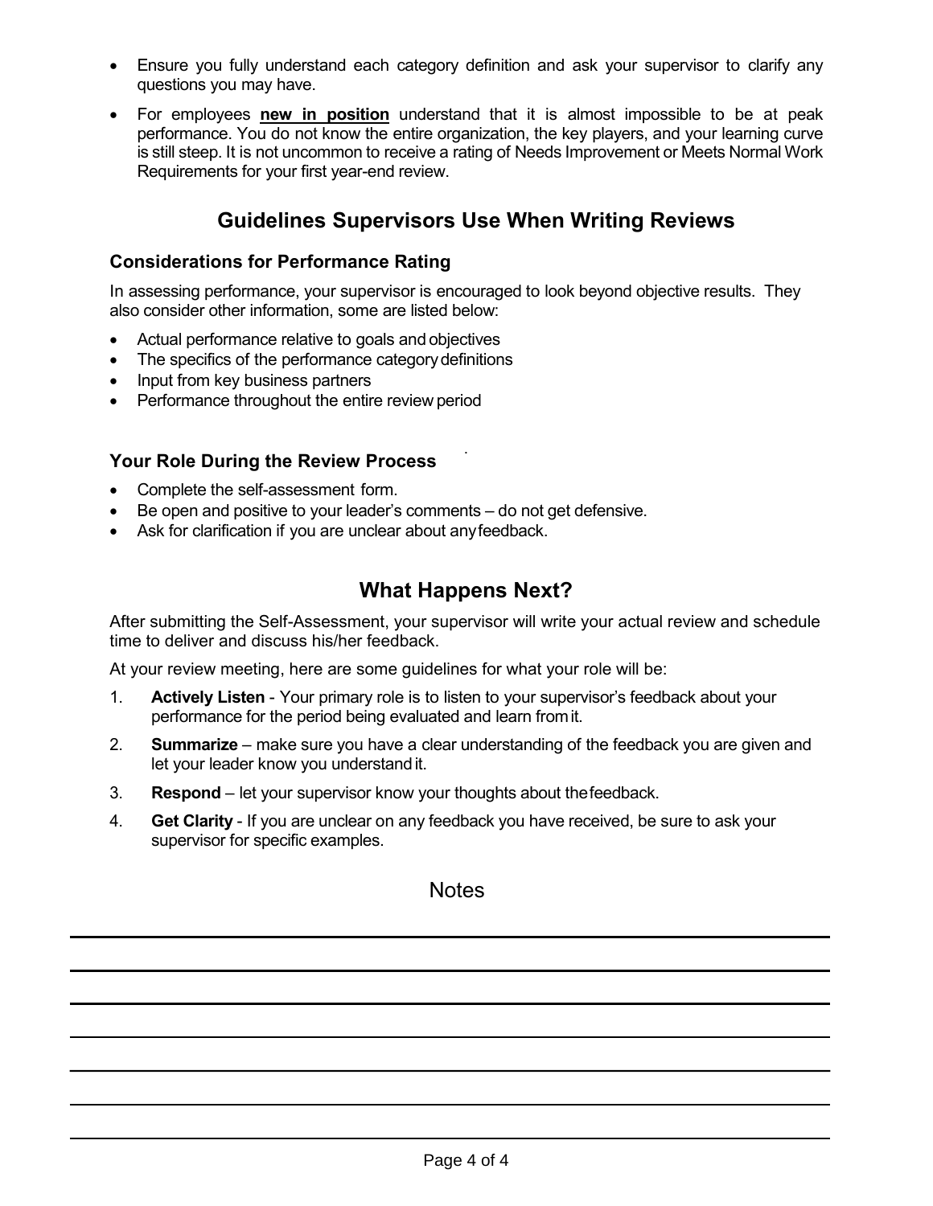- Ensure you fully understand each category definition and ask your supervisor to clarify any questions you may have.
- For employees **new in position** understand that it is almost impossible to be at peak performance. You do not know the entire organization, the key players, and your learning curve is still steep. It is not uncommon to receive a rating of Needs Improvement or Meets Normal Work Requirements for your first year-end review.

## Guidelines Supervisors Use When Writing Reviews

### Considerations for Performance Rating

In assessing performance, your supervisor is encouraged to look beyond objective results. They also consider other information, some are listed below:

- Actual performance relative to goals and objectives
- The specifics of the performance category definitions
- Input from key business partners
- Performance throughout the entire review period

### Your Role During the Review Process

- Complete the self-assessment form.
- Be open and positive to your leader's comments – do not get defensive.
- Ask for clarification if you are unclear about any feedback.

## What Happens Next?

After submitting the Self-Assessment, your supervisor will write your actual review and schedule time to deliver and discuss his/her feedback.

At your review meeting, here are some guidelines for what your role will be:

1. **Actively Listen** - Your primary role is to listen to your supervisor's feedback about your performance for the period being evaluated and learn from it.
2. **Summarize** – make sure you have a clear understanding of the feedback you are given and let your leader know you understand it.
3. **Respond** – let your supervisor know your thoughts about the feedback.
4. **Get Clarity** - If you are unclear on any feedback you have received, be sure to ask your supervisor for specific examples.

## Notes